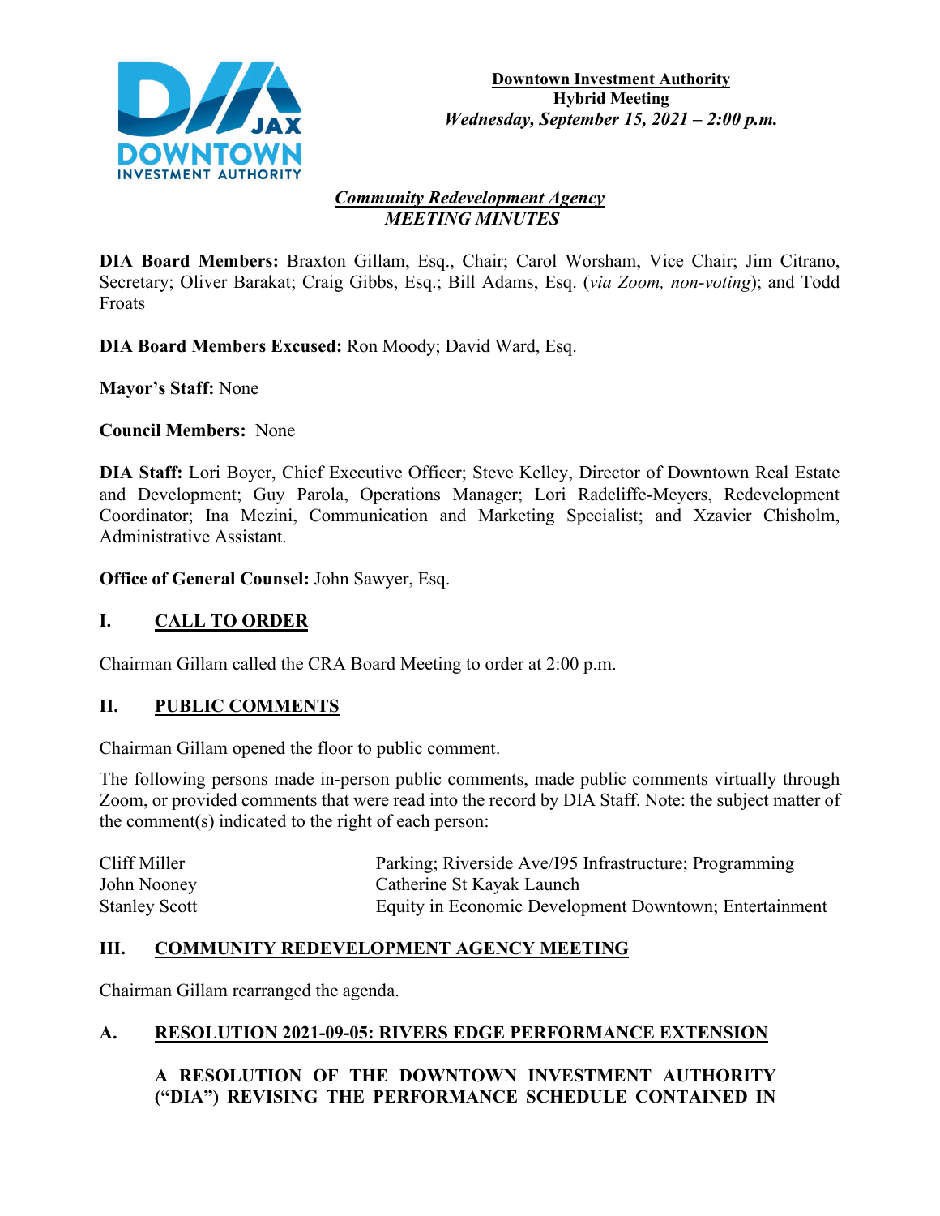**Downtown Investment Authority**
**Hybrid Meeting**
***Wednesday, September 15, 2021 – 2:00 p.m.***

***Community Redevelopment Agency***
***MEETING MINUTES***

**DIA Board Members:** Braxton Gillam, Esq., Chair; Carol Worsham, Vice Chair; Jim Citrano, Secretary; Oliver Barakat; Craig Gibbs, Esq.; Bill Adams, Esq. (*via Zoom, non-voting*); and Todd Froats

**DIA Board Members Excused:** Ron Moody; David Ward, Esq.

**Mayor's Staff:** None

**Council Members:** None

**DIA Staff:** Lori Boyer, Chief Executive Officer; Steve Kelley, Director of Downtown Real Estate and Development; Guy Parola, Operations Manager; Lori Radcliffe-Meyers, Redevelopment Coordinator; Ina Mezini, Communication and Marketing Specialist; and Xzavier Chisholm, Administrative Assistant.

**Office of General Counsel:** John Sawyer, Esq.

## I. CALL TO ORDER

Chairman Gillam called the CRA Board Meeting to order at 2:00 p.m.

## II. PUBLIC COMMENTS

Chairman Gillam opened the floor to public comment.

The following persons made in-person public comments, made public comments virtually through Zoom, or provided comments that were read into the record by DIA Staff. Note: the subject matter of the comment(s) indicated to the right of each person:

| | |
|---|---|
| Cliff Miller | Parking; Riverside Ave/I95 Infrastructure; Programming |
| John Nooney | Catherine St Kayak Launch |
| Stanley Scott | Equity in Economic Development Downtown; Entertainment |

## III. COMMUNITY REDEVELOPMENT AGENCY MEETING

Chairman Gillam rearranged the agenda.

### A. RESOLUTION 2021-09-05: RIVERS EDGE PERFORMANCE EXTENSION

**A RESOLUTION OF THE DOWNTOWN INVESTMENT AUTHORITY ("DIA") REVISING THE PERFORMANCE SCHEDULE CONTAINED IN**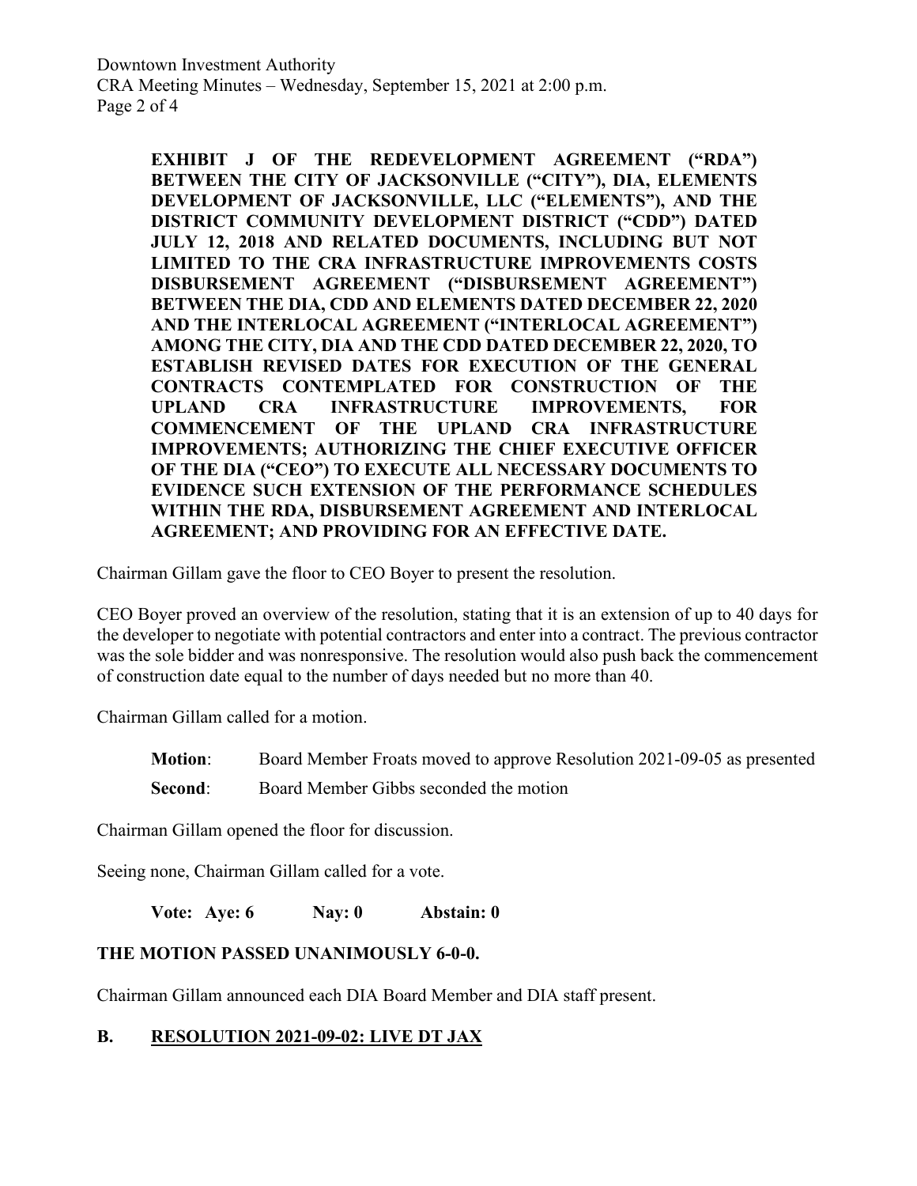**EXHIBIT J OF THE REDEVELOPMENT AGREEMENT ("RDA") BETWEEN THE CITY OF JACKSONVILLE ("CITY"), DIA, ELEMENTS DEVELOPMENT OF JACKSONVILLE, LLC ("ELEMENTS"), AND THE DISTRICT COMMUNITY DEVELOPMENT DISTRICT ("CDD") DATED JULY 12, 2018 AND RELATED DOCUMENTS, INCLUDING BUT NOT LIMITED TO THE CRA INFRASTRUCTURE IMPROVEMENTS COSTS DISBURSEMENT AGREEMENT ("DISBURSEMENT AGREEMENT") BETWEEN THE DIA, CDD AND ELEMENTS DATED DECEMBER 22, 2020 AND THE INTERLOCAL AGREEMENT ("INTERLOCAL AGREEMENT") AMONG THE CITY, DIA AND THE CDD DATED DECEMBER 22, 2020, TO ESTABLISH REVISED DATES FOR EXECUTION OF THE GENERAL CONTRACTS CONTEMPLATED FOR CONSTRUCTION OF THE UPLAND CRA INFRASTRUCTURE IMPROVEMENTS, FOR COMMENCEMENT OF THE UPLAND CRA INFRASTRUCTURE IMPROVEMENTS; AUTHORIZING THE CHIEF EXECUTIVE OFFICER OF THE DIA ("CEO") TO EXECUTE ALL NECESSARY DOCUMENTS TO EVIDENCE SUCH EXTENSION OF THE PERFORMANCE SCHEDULES WITHIN THE RDA, DISBURSEMENT AGREEMENT AND INTERLOCAL AGREEMENT; AND PROVIDING FOR AN EFFECTIVE DATE.**

Chairman Gillam gave the floor to CEO Boyer to present the resolution.

CEO Boyer proved an overview of the resolution, stating that it is an extension of up to 40 days for the developer to negotiate with potential contractors and enter into a contract. The previous contractor was the sole bidder and was nonresponsive. The resolution would also push back the commencement of construction date equal to the number of days needed but no more than 40.

Chairman Gillam called for a motion.

**Motion**: Board Member Froats moved to approve Resolution 2021-09-05 as presented

**Second**: Board Member Gibbs seconded the motion

Chairman Gillam opened the floor for discussion.

Seeing none, Chairman Gillam called for a vote.

**Vote: Aye: 6 Nay: 0 Abstain: 0**

**THE MOTION PASSED UNANIMOUSLY 6-0-0.**

Chairman Gillam announced each DIA Board Member and DIA staff present.

## B. RESOLUTION 2021-09-02: LIVE DT JAX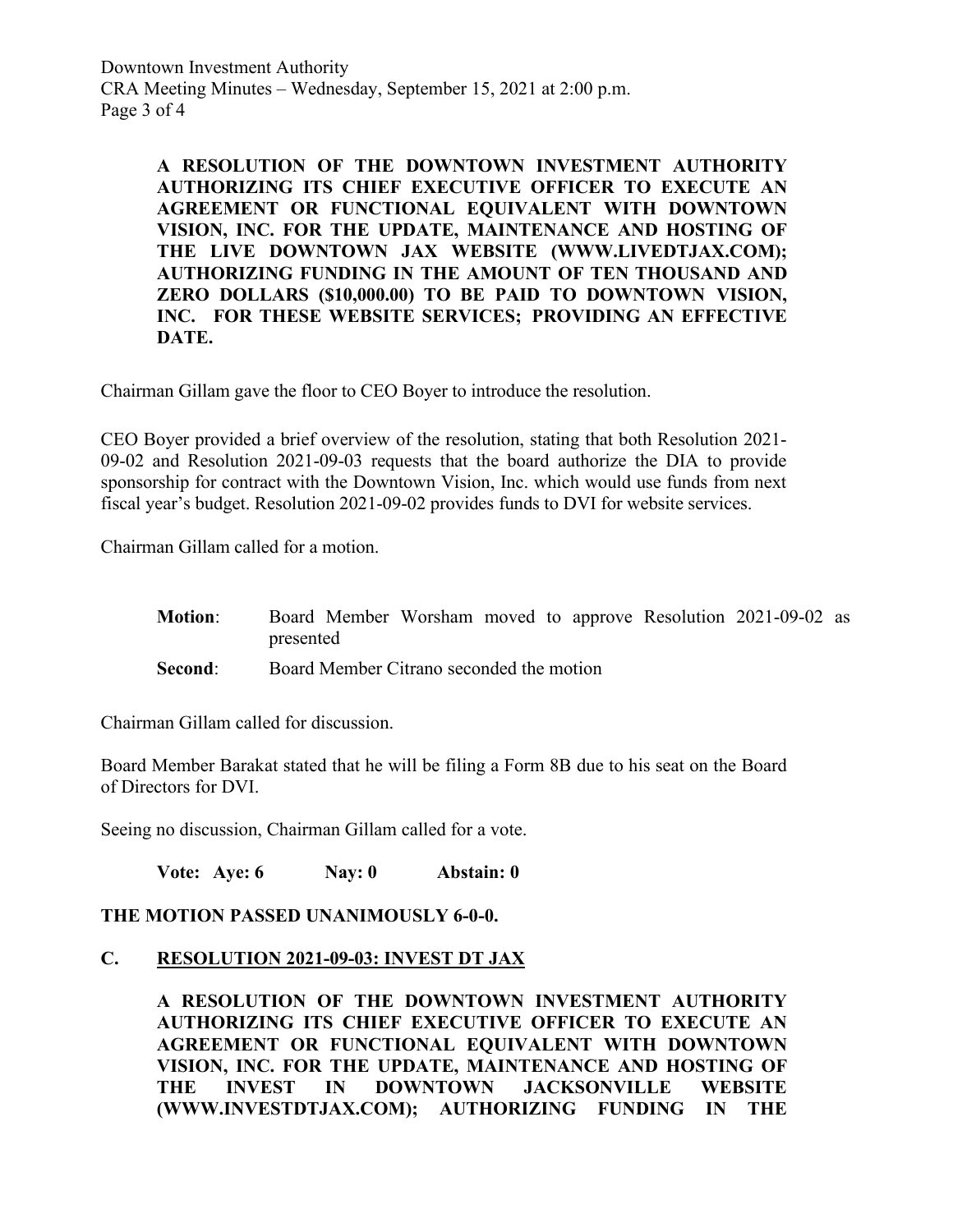**A RESOLUTION OF THE DOWNTOWN INVESTMENT AUTHORITY AUTHORIZING ITS CHIEF EXECUTIVE OFFICER TO EXECUTE AN AGREEMENT OR FUNCTIONAL EQUIVALENT WITH DOWNTOWN VISION, INC. FOR THE UPDATE, MAINTENANCE AND HOSTING OF THE LIVE DOWNTOWN JAX WEBSITE (WWW.LIVEDTJAX.COM); AUTHORIZING FUNDING IN THE AMOUNT OF TEN THOUSAND AND ZERO DOLLARS ($10,000.00) TO BE PAID TO DOWNTOWN VISION, INC. FOR THESE WEBSITE SERVICES; PROVIDING AN EFFECTIVE DATE.**

Chairman Gillam gave the floor to CEO Boyer to introduce the resolution.

CEO Boyer provided a brief overview of the resolution, stating that both Resolution 2021-09-02 and Resolution 2021-09-03 requests that the board authorize the DIA to provide sponsorship for contract with the Downtown Vision, Inc. which would use funds from next fiscal year's budget. Resolution 2021-09-02 provides funds to DVI for website services.

Chairman Gillam called for a motion.

**Motion**: Board Member Worsham moved to approve Resolution 2021-09-02 as presented

**Second**: Board Member Citrano seconded the motion

Chairman Gillam called for discussion.

Board Member Barakat stated that he will be filing a Form 8B due to his seat on the Board of Directors for DVI.

Seeing no discussion, Chairman Gillam called for a vote.

**Vote: Aye: 6 Nay: 0 Abstain: 0**

**THE MOTION PASSED UNANIMOUSLY 6-0-0.**

## C. RESOLUTION 2021-09-03: INVEST DT JAX

**A RESOLUTION OF THE DOWNTOWN INVESTMENT AUTHORITY AUTHORIZING ITS CHIEF EXECUTIVE OFFICER TO EXECUTE AN AGREEMENT OR FUNCTIONAL EQUIVALENT WITH DOWNTOWN VISION, INC. FOR THE UPDATE, MAINTENANCE AND HOSTING OF THE INVEST IN DOWNTOWN JACKSONVILLE WEBSITE (WWW.INVESTDTJAX.COM); AUTHORIZING FUNDING IN THE**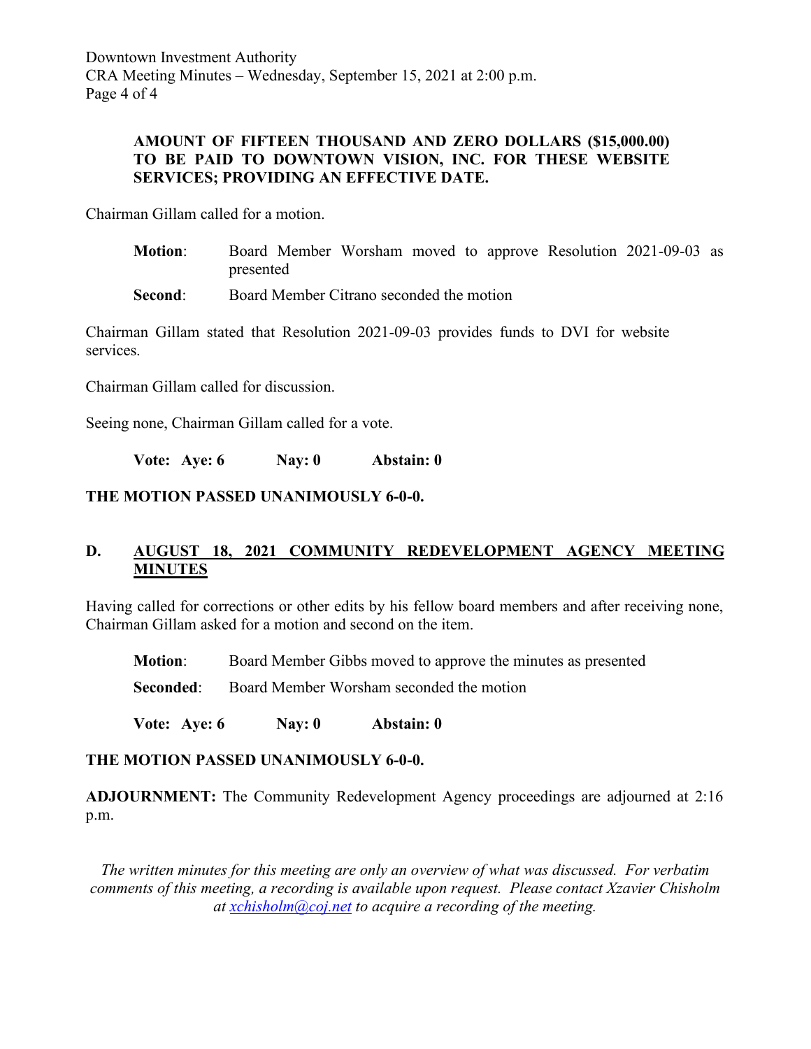**AMOUNT OF FIFTEEN THOUSAND AND ZERO DOLLARS ($15,000.00) TO BE PAID TO DOWNTOWN VISION, INC. FOR THESE WEBSITE SERVICES; PROVIDING AN EFFECTIVE DATE.**

Chairman Gillam called for a motion.

**Motion**: Board Member Worsham moved to approve Resolution 2021-09-03 as presented

**Second**: Board Member Citrano seconded the motion

Chairman Gillam stated that Resolution 2021-09-03 provides funds to DVI for website services.

Chairman Gillam called for discussion.

Seeing none, Chairman Gillam called for a vote.

**Vote: Aye: 6 Nay: 0 Abstain: 0**

**THE MOTION PASSED UNANIMOUSLY 6-0-0.**

## D. AUGUST 18, 2021 COMMUNITY REDEVELOPMENT AGENCY MEETING MINUTES

Having called for corrections or other edits by his fellow board members and after receiving none, Chairman Gillam asked for a motion and second on the item.

**Motion**: Board Member Gibbs moved to approve the minutes as presented

**Seconded**: Board Member Worsham seconded the motion

**Vote: Aye: 6 Nay: 0 Abstain: 0**

**THE MOTION PASSED UNANIMOUSLY 6-0-0.**

**ADJOURNMENT:** The Community Redevelopment Agency proceedings are adjourned at 2:16 p.m.

*The written minutes for this meeting are only an overview of what was discussed. For verbatim comments of this meeting, a recording is available upon request. Please contact Xzavier Chisholm at xchisholm@coj.net to acquire a recording of the meeting.*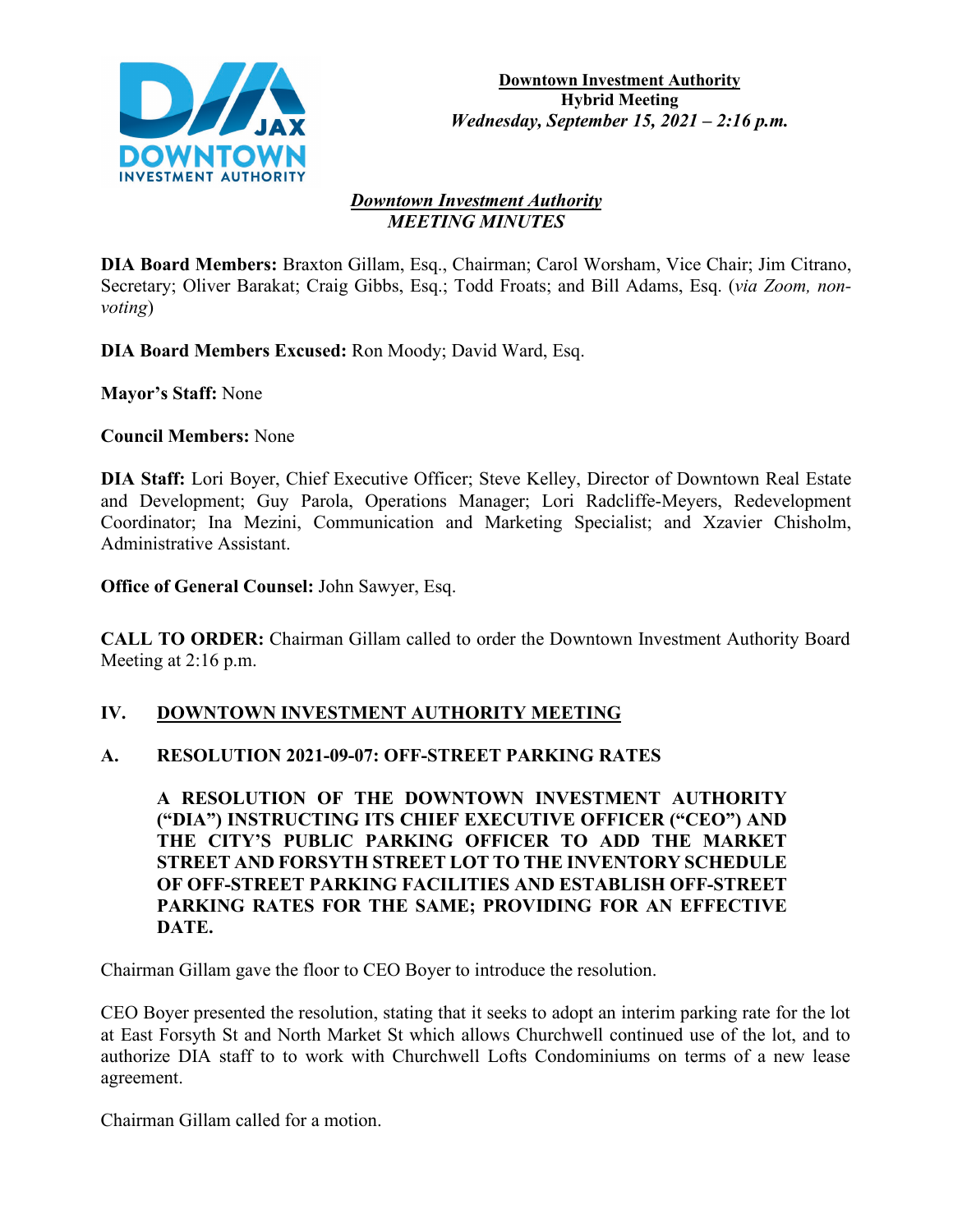**Downtown Investment Authority**
**Hybrid Meeting**
***Wednesday, September 15, 2021 – 2:16 p.m.***

***Downtown Investment Authority***
***MEETING MINUTES***

**DIA Board Members:** Braxton Gillam, Esq., Chairman; Carol Worsham, Vice Chair; Jim Citrano, Secretary; Oliver Barakat; Craig Gibbs, Esq.; Todd Froats; and Bill Adams, Esq. (*via Zoom, non-voting*)

**DIA Board Members Excused:** Ron Moody; David Ward, Esq.

**Mayor's Staff:** None

**Council Members:** None

**DIA Staff:** Lori Boyer, Chief Executive Officer; Steve Kelley, Director of Downtown Real Estate and Development; Guy Parola, Operations Manager; Lori Radcliffe-Meyers, Redevelopment Coordinator; Ina Mezini, Communication and Marketing Specialist; and Xzavier Chisholm, Administrative Assistant.

**Office of General Counsel:** John Sawyer, Esq.

**CALL TO ORDER:** Chairman Gillam called to order the Downtown Investment Authority Board Meeting at 2:16 p.m.

## IV. DOWNTOWN INVESTMENT AUTHORITY MEETING

### A. RESOLUTION 2021-09-07: OFF-STREET PARKING RATES

**A RESOLUTION OF THE DOWNTOWN INVESTMENT AUTHORITY ("DIA") INSTRUCTING ITS CHIEF EXECUTIVE OFFICER ("CEO") AND THE CITY'S PUBLIC PARKING OFFICER TO ADD THE MARKET STREET AND FORSYTH STREET LOT TO THE INVENTORY SCHEDULE OF OFF-STREET PARKING FACILITIES AND ESTABLISH OFF-STREET PARKING RATES FOR THE SAME; PROVIDING FOR AN EFFECTIVE DATE.**

Chairman Gillam gave the floor to CEO Boyer to introduce the resolution.

CEO Boyer presented the resolution, stating that it seeks to adopt an interim parking rate for the lot at East Forsyth St and North Market St which allows Churchwell continued use of the lot, and to authorize DIA staff to to work with Churchwell Lofts Condominiums on terms of a new lease agreement.

Chairman Gillam called for a motion.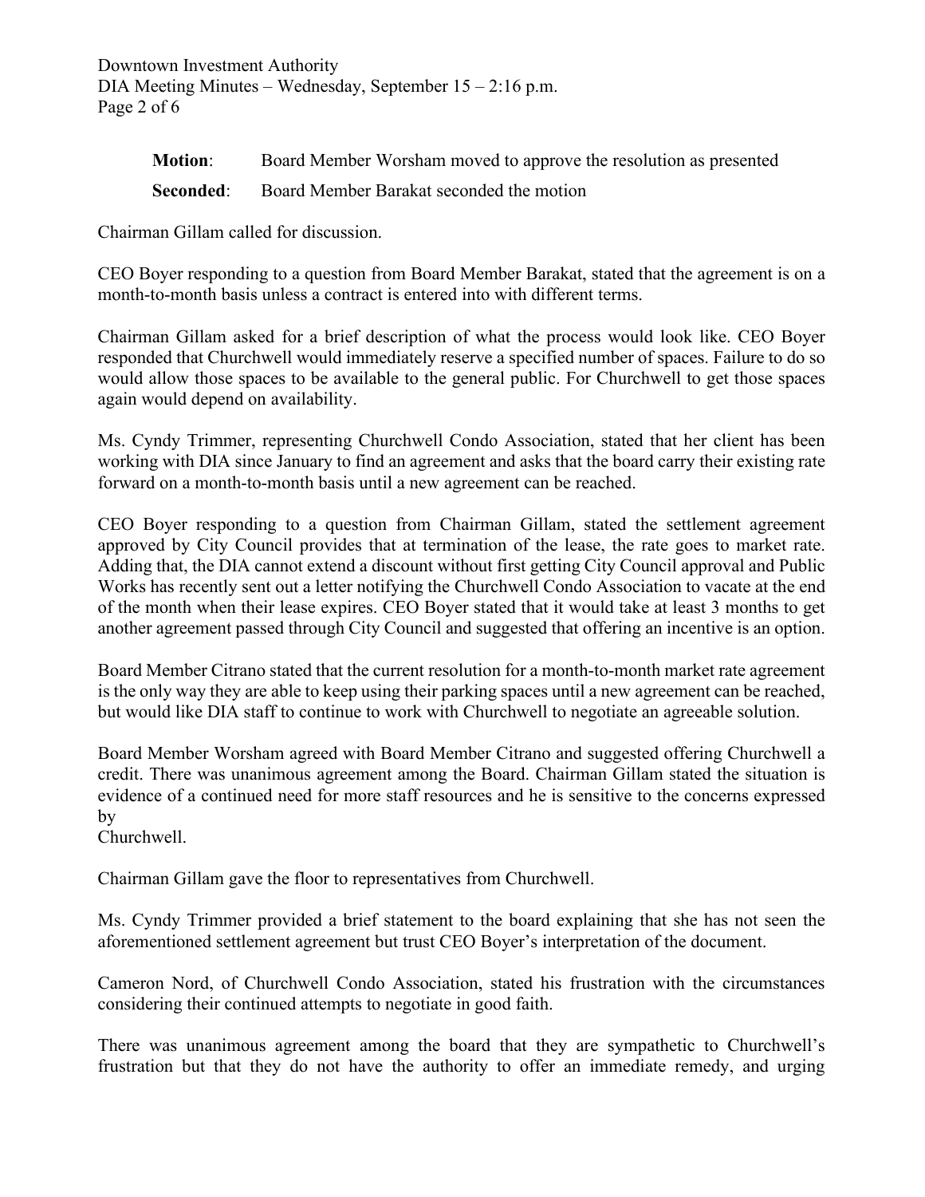**Motion**: Board Member Worsham moved to approve the resolution as presented

**Seconded**: Board Member Barakat seconded the motion

Chairman Gillam called for discussion.

CEO Boyer responding to a question from Board Member Barakat, stated that the agreement is on a month-to-month basis unless a contract is entered into with different terms.

Chairman Gillam asked for a brief description of what the process would look like. CEO Boyer responded that Churchwell would immediately reserve a specified number of spaces. Failure to do so would allow those spaces to be available to the general public. For Churchwell to get those spaces again would depend on availability.

Ms. Cyndy Trimmer, representing Churchwell Condo Association, stated that her client has been working with DIA since January to find an agreement and asks that the board carry their existing rate forward on a month-to-month basis until a new agreement can be reached.

CEO Boyer responding to a question from Chairman Gillam, stated the settlement agreement approved by City Council provides that at termination of the lease, the rate goes to market rate. Adding that, the DIA cannot extend a discount without first getting City Council approval and Public Works has recently sent out a letter notifying the Churchwell Condo Association to vacate at the end of the month when their lease expires. CEO Boyer stated that it would take at least 3 months to get another agreement passed through City Council and suggested that offering an incentive is an option.

Board Member Citrano stated that the current resolution for a month-to-month market rate agreement is the only way they are able to keep using their parking spaces until a new agreement can be reached, but would like DIA staff to continue to work with Churchwell to negotiate an agreeable solution.

Board Member Worsham agreed with Board Member Citrano and suggested offering Churchwell a credit. There was unanimous agreement among the Board. Chairman Gillam stated the situation is evidence of a continued need for more staff resources and he is sensitive to the concerns expressed by Churchwell.

Chairman Gillam gave the floor to representatives from Churchwell.

Ms. Cyndy Trimmer provided a brief statement to the board explaining that she has not seen the aforementioned settlement agreement but trust CEO Boyer's interpretation of the document.

Cameron Nord, of Churchwell Condo Association, stated his frustration with the circumstances considering their continued attempts to negotiate in good faith.

There was unanimous agreement among the board that they are sympathetic to Churchwell's frustration but that they do not have the authority to offer an immediate remedy, and urging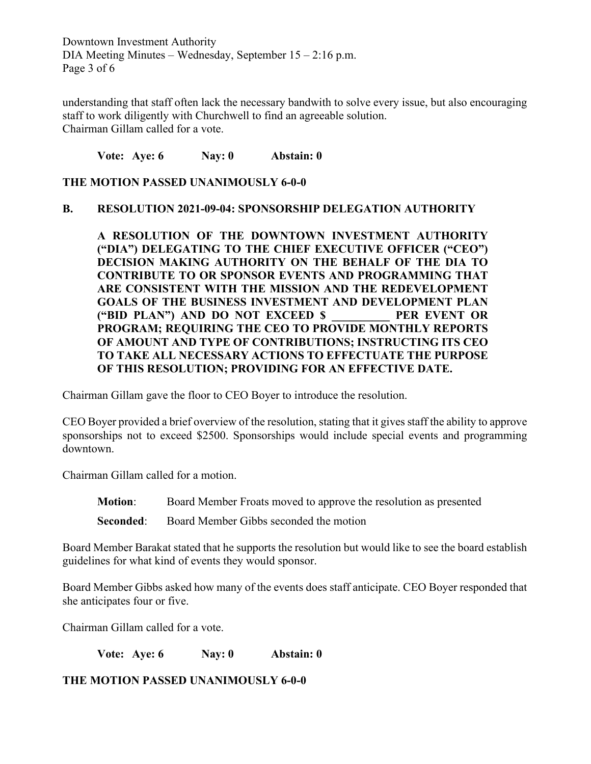understanding that staff often lack the necessary bandwith to solve every issue, but also encouraging staff to work diligently with Churchwell to find an agreeable solution.
Chairman Gillam called for a vote.

**Vote: Aye: 6 Nay: 0 Abstain: 0**

**THE MOTION PASSED UNANIMOUSLY 6-0-0**

### B. RESOLUTION 2021-09-04: SPONSORSHIP DELEGATION AUTHORITY

**A RESOLUTION OF THE DOWNTOWN INVESTMENT AUTHORITY ("DIA") DELEGATING TO THE CHIEF EXECUTIVE OFFICER ("CEO") DECISION MAKING AUTHORITY ON THE BEHALF OF THE DIA TO CONTRIBUTE TO OR SPONSOR EVENTS AND PROGRAMMING THAT ARE CONSISTENT WITH THE MISSION AND THE REDEVELOPMENT GOALS OF THE BUSINESS INVESTMENT AND DEVELOPMENT PLAN ("BID PLAN") AND DO NOT EXCEED $ __________ PER EVENT OR PROGRAM; REQUIRING THE CEO TO PROVIDE MONTHLY REPORTS OF AMOUNT AND TYPE OF CONTRIBUTIONS; INSTRUCTING ITS CEO TO TAKE ALL NECESSARY ACTIONS TO EFFECTUATE THE PURPOSE OF THIS RESOLUTION; PROVIDING FOR AN EFFECTIVE DATE.**

Chairman Gillam gave the floor to CEO Boyer to introduce the resolution.

CEO Boyer provided a brief overview of the resolution, stating that it gives staff the ability to approve sponsorships not to exceed $2500. Sponsorships would include special events and programming downtown.

Chairman Gillam called for a motion.

**Motion**: Board Member Froats moved to approve the resolution as presented

**Seconded**: Board Member Gibbs seconded the motion

Board Member Barakat stated that he supports the resolution but would like to see the board establish guidelines for what kind of events they would sponsor.

Board Member Gibbs asked how many of the events does staff anticipate. CEO Boyer responded that she anticipates four or five.

Chairman Gillam called for a vote.

**Vote: Aye: 6 Nay: 0 Abstain: 0**

**THE MOTION PASSED UNANIMOUSLY 6-0-0**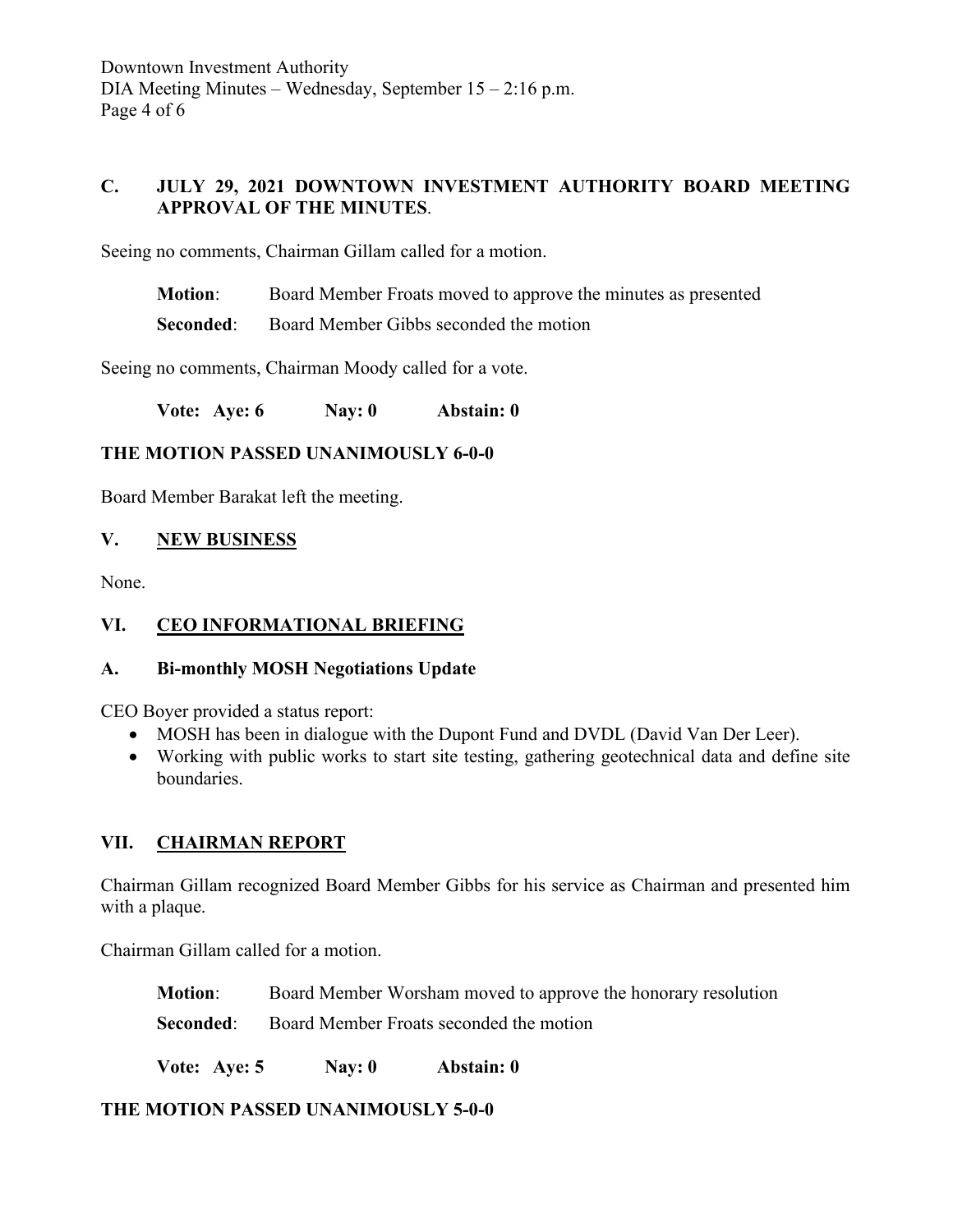## C. JULY 29, 2021 DOWNTOWN INVESTMENT AUTHORITY BOARD MEETING APPROVAL OF THE MINUTES.

Seeing no comments, Chairman Gillam called for a motion.

**Motion**: Board Member Froats moved to approve the minutes as presented

**Seconded**: Board Member Gibbs seconded the motion

Seeing no comments, Chairman Moody called for a vote.

**Vote: Aye: 6 Nay: 0 Abstain: 0**

**THE MOTION PASSED UNANIMOUSLY 6-0-0**

Board Member Barakat left the meeting.

## V. NEW BUSINESS

None.

## VI. CEO INFORMATIONAL BRIEFING

### A. Bi-monthly MOSH Negotiations Update

CEO Boyer provided a status report:

- MOSH has been in dialogue with the Dupont Fund and DVDL (David Van Der Leer).
- Working with public works to start site testing, gathering geotechnical data and define site boundaries.

## VII. CHAIRMAN REPORT

Chairman Gillam recognized Board Member Gibbs for his service as Chairman and presented him with a plaque.

Chairman Gillam called for a motion.

**Motion**: Board Member Worsham moved to approve the honorary resolution

**Seconded**: Board Member Froats seconded the motion

**Vote: Aye: 5 Nay: 0 Abstain: 0**

**THE MOTION PASSED UNANIMOUSLY 5-0-0**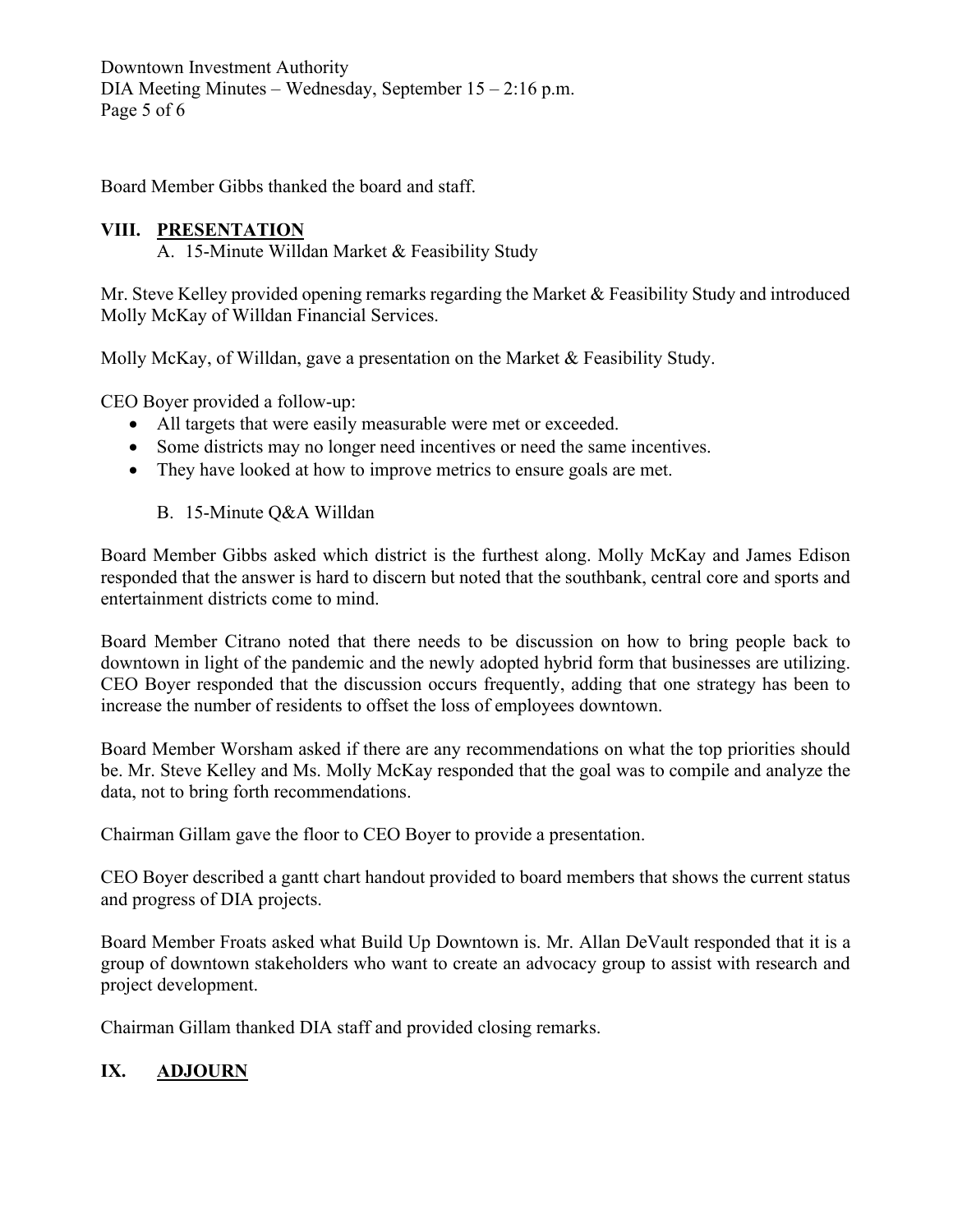Board Member Gibbs thanked the board and staff.

## VIII. PRESENTATION

A. 15-Minute Willdan Market & Feasibility Study

Mr. Steve Kelley provided opening remarks regarding the Market & Feasibility Study and introduced Molly McKay of Willdan Financial Services.

Molly McKay, of Willdan, gave a presentation on the Market & Feasibility Study.

CEO Boyer provided a follow-up:

- All targets that were easily measurable were met or exceeded.
- Some districts may no longer need incentives or need the same incentives.
- They have looked at how to improve metrics to ensure goals are met.

B. 15-Minute Q&A Willdan

Board Member Gibbs asked which district is the furthest along. Molly McKay and James Edison responded that the answer is hard to discern but noted that the southbank, central core and sports and entertainment districts come to mind.

Board Member Citrano noted that there needs to be discussion on how to bring people back to downtown in light of the pandemic and the newly adopted hybrid form that businesses are utilizing. CEO Boyer responded that the discussion occurs frequently, adding that one strategy has been to increase the number of residents to offset the loss of employees downtown.

Board Member Worsham asked if there are any recommendations on what the top priorities should be. Mr. Steve Kelley and Ms. Molly McKay responded that the goal was to compile and analyze the data, not to bring forth recommendations.

Chairman Gillam gave the floor to CEO Boyer to provide a presentation.

CEO Boyer described a gantt chart handout provided to board members that shows the current status and progress of DIA projects.

Board Member Froats asked what Build Up Downtown is. Mr. Allan DeVault responded that it is a group of downtown stakeholders who want to create an advocacy group to assist with research and project development.

Chairman Gillam thanked DIA staff and provided closing remarks.

## IX. ADJOURN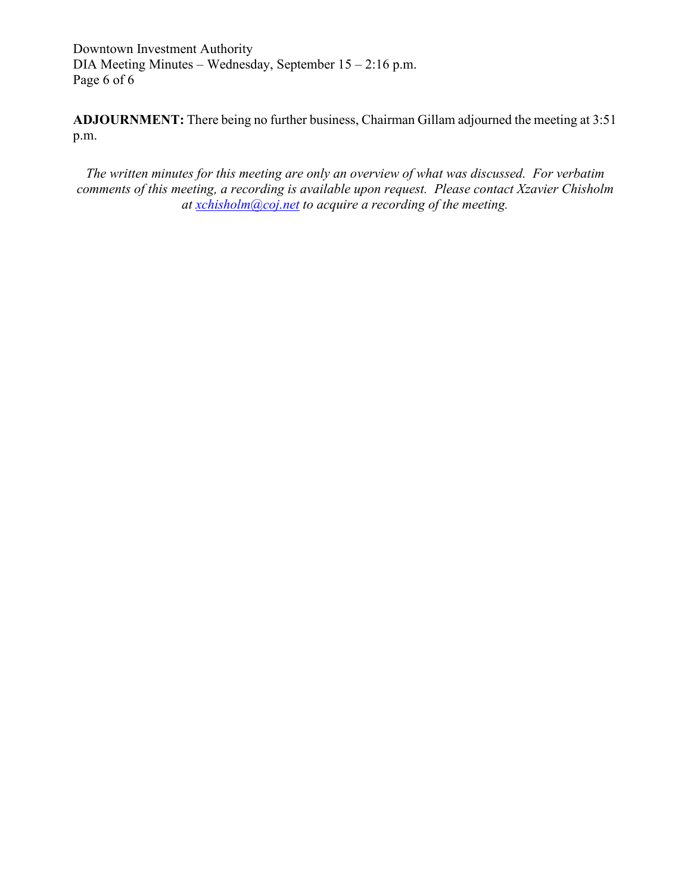**ADJOURNMENT:** There being no further business, Chairman Gillam adjourned the meeting at 3:51 p.m.

*The written minutes for this meeting are only an overview of what was discussed. For verbatim comments of this meeting, a recording is available upon request. Please contact Xzavier Chisholm at xchisholm@coj.net to acquire a recording of the meeting.*